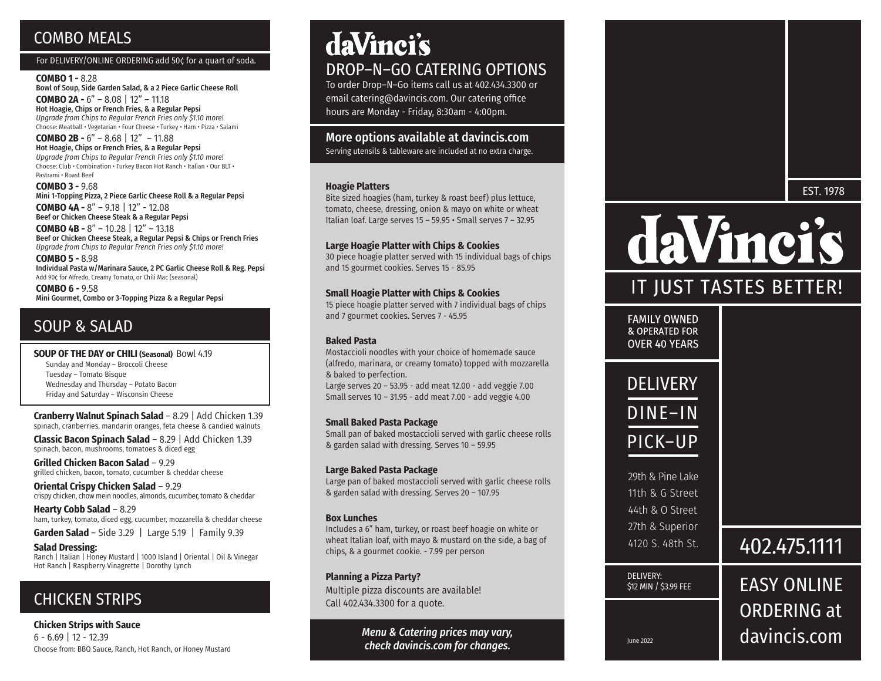## COMBO MEALS

For DELIVERY/ONLINE ORDERING add 50¢ for a quart of soda.

**COMBO 1 -** 8.28
**Bowl of Soup, Side Garden Salad, & a 2 Piece Garlic Cheese Roll**

**COMBO 2A -** 6" – 8.08 | 12" – 11.18
**Hot Hoagie, Chips or French Fries, & a Regular Pepsi**
*Upgrade from Chips to Regular French Fries only $1.10 more!*
Choose: Meatball • Vegetarian • Four Cheese • Turkey • Ham • Pizza • Salami

**COMBO 2B -** 6" – 8.68 | 12" – 11.88
**Hot Hoagie, Chips or French Fries, & a Regular Pepsi**
*Upgrade from Chips to Regular French Fries only $1.10 more!*
Choose: Club • Combination • Turkey Bacon Hot Ranch • Italian • Our BLT • Pastrami • Roast Beef

**COMBO 3 -** 9.68
**Mini 1-Topping Pizza, 2 Piece Garlic Cheese Roll & a Regular Pepsi**

**COMBO 4A -** 8" – 9.18 | 12" - 12.08
**Beef or Chicken Cheese Steak & a Regular Pepsi**

**COMBO 4B -** 8" – 10.28 | 12" – 13.18
**Beef or Chicken Cheese Steak, a Regular Pepsi & Chips or French Fries**
*Upgrade from Chips to Regular French Fries only $1.10 more!*

**COMBO 5 -** 8.98
**Individual Pasta w/Marinara Sauce, 2 PC Garlic Cheese Roll & Reg. Pepsi**
Add 90¢ for Alfredo, Creamy Tomato, or Chili Mac (seasonal)

**COMBO 6 -** 9.58
**Mini Gourmet, Combo or 3-Topping Pizza & a Regular Pepsi**

## SOUP & SALAD

**SOUP OF THE DAY or CHILI (Seasonal)** Bowl 4.19
Sunday and Monday – Broccoli Cheese
Tuesday – Tomato Bisque
Wednesday and Thursday – Potato Bacon
Friday and Saturday – Wisconsin Cheese

**Cranberry Walnut Spinach Salad** – 8.29 | Add Chicken 1.39
spinach, cranberries, mandarin oranges, feta cheese & candied walnuts

**Classic Bacon Spinach Salad** – 8.29 | Add Chicken 1.39
spinach, bacon, mushrooms, tomatoes & diced egg

**Grilled Chicken Bacon Salad** – 9.29
grilled chicken, bacon, tomato, cucumber & cheddar cheese

**Oriental Crispy Chicken Salad** – 9.29
crispy chicken, chow mein noodles, almonds, cucumber, tomato & cheddar

**Hearty Cobb Salad** – 8.29
ham, turkey, tomato, diced egg, cucumber, mozzarella & cheddar cheese

**Garden Salad** – Side 3.29 | Large 5.19 | Family 9.39

**Salad Dressing:**
Ranch | Italian | Honey Mustard | 1000 Island | Oriental | Oil & Vinegar
Hot Ranch | Raspberry Vinagrette | Dorothy Lynch

## CHICKEN STRIPS

**Chicken Strips with Sauce**
6 - 6.69 | 12 - 12.39
Choose from: BBQ Sauce, Ranch, Hot Ranch, or Honey Mustard

# daVinci's

## DROP–N–GO CATERING OPTIONS

To order Drop–N–Go items call us at 402.434.3300 or email catering@davincis.com. Our catering office hours are Monday - Friday, 8:30am - 4:00pm.

**More options available at davincis.com**
Serving utensils & tableware are included at no extra charge.

**Hoagie Platters**
Bite sized hoagies (ham, turkey & roast beef) plus lettuce, tomato, cheese, dressing, onion & mayo on white or wheat Italian loaf. Large serves 15 – 59.95 • Small serves 7 – 32.95

**Large Hoagie Platter with Chips & Cookies**
30 piece hoagie platter served with 15 individual bags of chips and 15 gourmet cookies. Serves 15 - 85.95

**Small Hoagie Platter with Chips & Cookies**
15 piece hoagie platter served with 7 individual bags of chips and 7 gourmet cookies. Serves 7 - 45.95

**Baked Pasta**
Mostaccioli noodles with your choice of homemade sauce (alfredo, marinara, or creamy tomato) topped with mozzarella & baked to perfection.
Large serves 20 – 53.95 - add meat 12.00 - add veggie 7.00
Small serves 10 – 31.95 - add meat 7.00 - add veggie 4.00

**Small Baked Pasta Package**
Small pan of baked mostaccioli served with garlic cheese rolls & garden salad with dressing. Serves 10 – 59.95

**Large Baked Pasta Package**
Large pan of baked mostaccioli served with garlic cheese rolls & garden salad with dressing. Serves 20 – 107.95

**Box Lunches**
Includes a 6" ham, turkey, or roast beef hoagie on white or wheat Italian loaf, with mayo & mustard on the side, a bag of chips, & a gourmet cookie. - 7.99 per person

**Planning a Pizza Party?**
Multiple pizza discounts are available!
Call 402.434.3300 for a quote.

*Menu & Catering prices may vary, check davincis.com for changes.*

EST. 1978

# daVinci's

## IT JUST TASTES BETTER!

FAMILY OWNED & OPERATED FOR OVER 40 YEARS

DELIVERY
DINE–IN
PICK–UP

29th & Pine Lake
11th & G Street
44th & O Street
27th & Superior
4120 S. 48th St.

402.475.1111

DELIVERY:
$12 MIN / $3.99 FEE

EASY ONLINE ORDERING at davincis.com

June 2022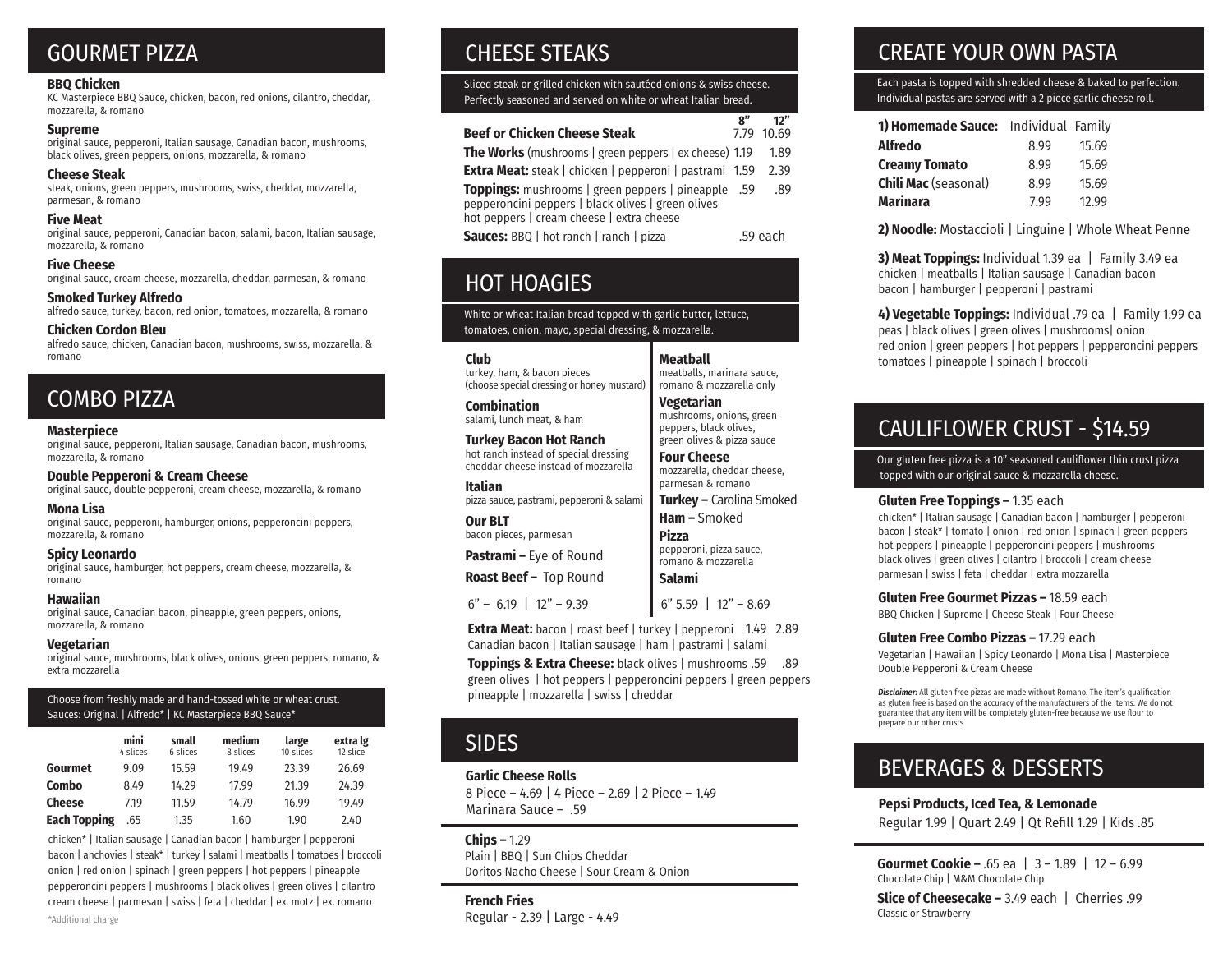## GOURMET PIZZA

**BBQ Chicken**
KC Masterpiece BBQ Sauce, chicken, bacon, red onions, cilantro, cheddar, mozzarella, & romano

**Supreme**
original sauce, pepperoni, Italian sausage, Canadian bacon, mushrooms, black olives, green peppers, onions, mozzarella, & romano

**Cheese Steak**
steak, onions, green peppers, mushrooms, swiss, cheddar, mozzarella, parmesan, & romano

**Five Meat**
original sauce, pepperoni, Canadian bacon, salami, bacon, Italian sausage, mozzarella, & romano

**Five Cheese**
original sauce, cream cheese, mozzarella, cheddar, parmesan, & romano

**Smoked Turkey Alfredo**
alfredo sauce, turkey, bacon, red onion, tomatoes, mozzarella, & romano

**Chicken Cordon Bleu**
alfredo sauce, chicken, Canadian bacon, mushrooms, swiss, mozzarella, & romano

## COMBO PIZZA

**Masterpiece**
original sauce, pepperoni, Italian sausage, Canadian bacon, mushrooms, mozzarella, & romano

**Double Pepperoni & Cream Cheese**
original sauce, double pepperoni, cream cheese, mozzarella, & romano

**Mona Lisa**
original sauce, pepperoni, hamburger, onions, pepperoncini peppers, mozzarella, & romano

**Spicy Leonardo**
original sauce, hamburger, hot peppers, cream cheese, mozzarella, & romano

**Hawaiian**
original sauce, Canadian bacon, pineapple, green peppers, onions, mozzarella, & romano

**Vegetarian**
original sauce, mushrooms, black olives, onions, green peppers, romano, & extra mozzarella

Choose from freshly made and hand-tossed white or wheat crust.
Sauces: Original | Alfredo* | KC Masterpiece BBQ Sauce*

| | mini 4 slices | small 6 slices | medium 8 slices | large 10 slices | extra lg 12 slice |
|---|---|---|---|---|---|
| **Gourmet** | 9.09 | 15.59 | 19.49 | 23.39 | 26.69 |
| **Combo** | 8.49 | 14.29 | 17.99 | 21.39 | 24.39 |
| **Cheese** | 7.19 | 11.59 | 14.79 | 16.99 | 19.49 |
| **Each Topping** | .65 | 1.35 | 1.60 | 1.90 | 2.40 |

chicken* | Italian sausage | Canadian bacon | hamburger | pepperoni bacon | anchovies | steak* | turkey | salami | meatballs | tomatoes | broccoli onion | red onion | spinach | green peppers | hot peppers | pineapple pepperoncini peppers | mushrooms | black olives | green olives | cilantro cream cheese | parmesan | swiss | feta | cheddar | ex. motz | ex. romano

*Additional charge

## CHEESE STEAKS

Sliced steak or grilled chicken with sautéed onions & swiss cheese. Perfectly seasoned and served on white or wheat Italian bread.

| | 8" | 12" |
|---|---|---|
| **Beef or Chicken Cheese Steak** | 7.79 | 10.69 |
| **The Works** (mushrooms \| green peppers \| ex cheese) | 1.19 | 1.89 |
| **Extra Meat:** steak \| chicken \| pepperoni \| pastrami | 1.59 | 2.39 |
| **Toppings:** mushrooms \| green peppers \| pineapple pepperoncini peppers \| black olives \| green olives hot peppers \| cream cheese \| extra cheese | .59 | .89 |
| **Sauces:** BBQ \| hot ranch \| ranch \| pizza | .59 each | |

## HOT HOAGIES

White or wheat Italian bread topped with garlic butter, lettuce, tomatoes, onion, mayo, special dressing, & mozzarella.

**Club**
turkey, ham, & bacon pieces (choose special dressing or honey mustard)

**Combination**
salami, lunch meat, & ham

**Turkey Bacon Hot Ranch**
hot ranch instead of special dressing cheddar cheese instead of mozzarella

**Italian**
pizza sauce, pastrami, pepperoni & salami

**Our BLT**
bacon pieces, parmesan

**Pastrami –** Eye of Round

**Roast Beef –** Top Round

6" – 6.19 | 12" – 9.39

**Meatball**
meatballs, marinara sauce, romano & mozzarella only

**Vegetarian**
mushrooms, onions, green peppers, black olives, green olives & pizza sauce

**Four Cheese**
mozzarella, cheddar cheese, parmesan & romano

**Turkey –** Carolina Smoked

**Ham –** Smoked

**Pizza**
pepperoni, pizza sauce, romano & mozzarella

**Salami**

6" 5.59 | 12" – 8.69

**Extra Meat:** bacon | roast beef | turkey | pepperoni 1.49 2.89
Canadian bacon | Italian sausage | ham | pastrami | salami

**Toppings & Extra Cheese:** black olives | mushrooms .59 .89
green olives | hot peppers | pepperoncini peppers | green peppers pineapple | mozzarella | swiss | cheddar

## SIDES

**Garlic Cheese Rolls**
8 Piece – 4.69 | 4 Piece – 2.69 | 2 Piece – 1.49
Marinara Sauce – .59

**Chips –** 1.29
Plain | BBQ | Sun Chips Cheddar
Doritos Nacho Cheese | Sour Cream & Onion

**French Fries**
Regular - 2.39 | Large - 4.49

## CREATE YOUR OWN PASTA

Each pasta is topped with shredded cheese & baked to perfection. Individual pastas are served with a 2 piece garlic cheese roll.

| **1) Homemade Sauce:** | Individual | Family |
|---|---|---|
| **Alfredo** | 8.99 | 15.69 |
| **Creamy Tomato** | 8.99 | 15.69 |
| **Chili Mac** (seasonal) | 8.99 | 15.69 |
| **Marinara** | 7.99 | 12.99 |

**2) Noodle:** Mostaccioli | Linguine | Whole Wheat Penne

**3) Meat Toppings:** Individual 1.39 ea | Family 3.49 ea
chicken | meatballs | Italian sausage | Canadian bacon bacon | hamburger | pepperoni | pastrami

**4) Vegetable Toppings:** Individual .79 ea | Family 1.99 ea
peas | black olives | green olives | mushrooms| onion red onion | green peppers | hot peppers | pepperoncini peppers tomatoes | pineapple | spinach | broccoli

## CAULIFLOWER CRUST - $14.59

Our gluten free pizza is a 10" seasoned cauliflower thin crust pizza topped with our original sauce & mozzarella cheese.

**Gluten Free Toppings –** 1.35 each
chicken* | Italian sausage | Canadian bacon | hamburger | pepperoni bacon | steak* | tomato | onion | red onion | spinach | green peppers hot peppers | pineapple | pepperoncini peppers | mushrooms black olives | green olives | cilantro | broccoli | cream cheese parmesan | swiss | feta | cheddar | extra mozzarella

**Gluten Free Gourmet Pizzas –** 18.59 each
BBQ Chicken | Supreme | Cheese Steak | Four Cheese

**Gluten Free Combo Pizzas –** 17.29 each
Vegetarian | Hawaiian | Spicy Leonardo | Mona Lisa | Masterpiece Double Pepperoni & Cream Cheese

***Disclaimer:*** All gluten free pizzas are made without Romano. The item's qualification as gluten free is based on the accuracy of the manufacturers of the items. We do not guarantee that any item will be completely gluten-free because we use flour to prepare our other crusts.

## BEVERAGES & DESSERTS

**Pepsi Products, Iced Tea, & Lemonade**
Regular 1.99 | Quart 2.49 | Qt Refill 1.29 | Kids .85

**Gourmet Cookie –** .65 ea | 3 – 1.89 | 12 – 6.99
Chocolate Chip | M&M Chocolate Chip

**Slice of Cheesecake –** 3.49 each | Cherries .99
Classic or Strawberry